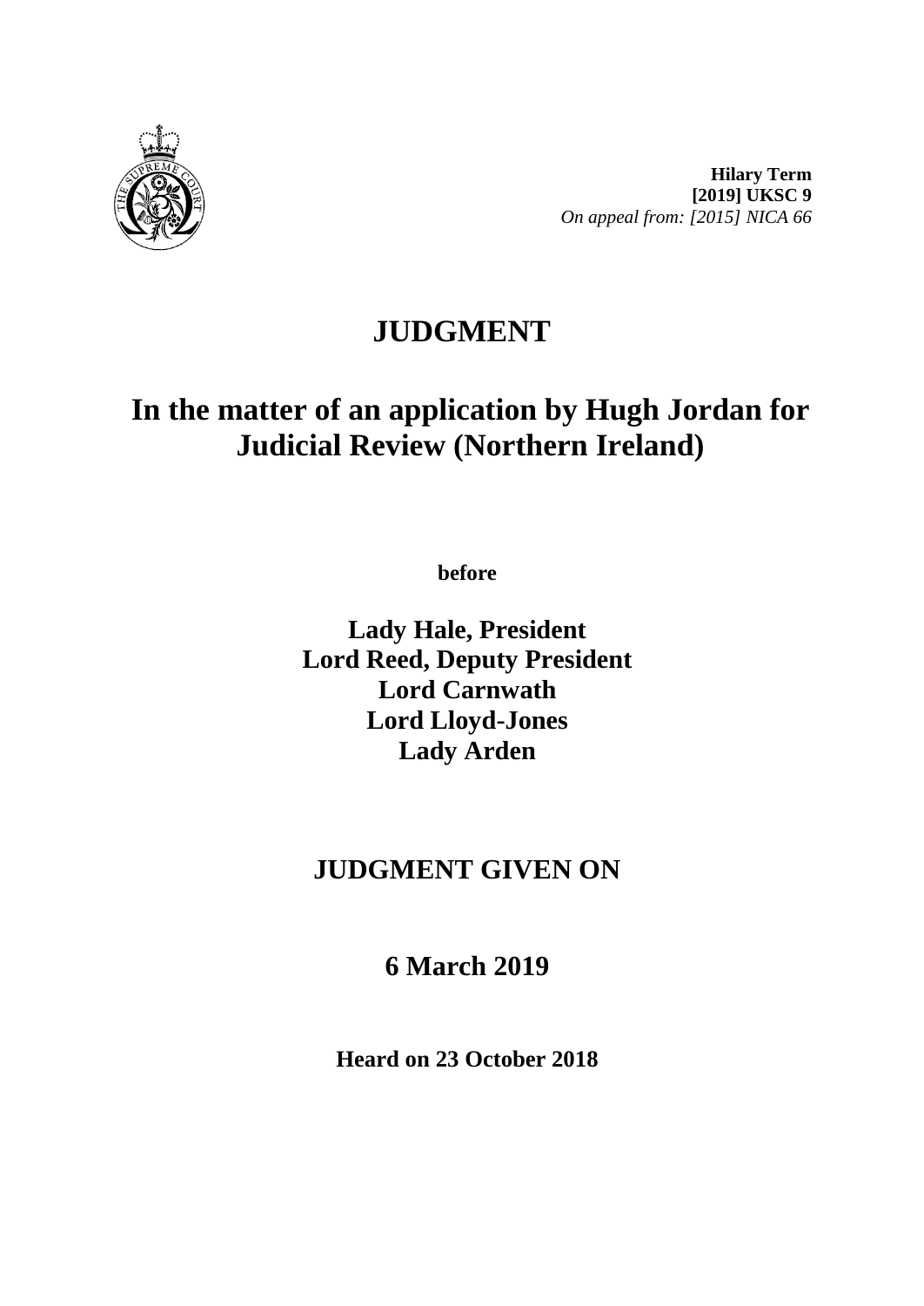**Hilary Term**
**[2019] UKSC 9**
*On appeal from: [2015] NICA 66*

# JUDGMENT

## In the matter of an application by Hugh Jordan for Judicial Review (Northern Ireland)

**before**

**Lady Hale, President**
**Lord Reed, Deputy President**
**Lord Carnwath**
**Lord Lloyd-Jones**
**Lady Arden**

## JUDGMENT GIVEN ON

## 6 March 2019

**Heard on 23 October 2018**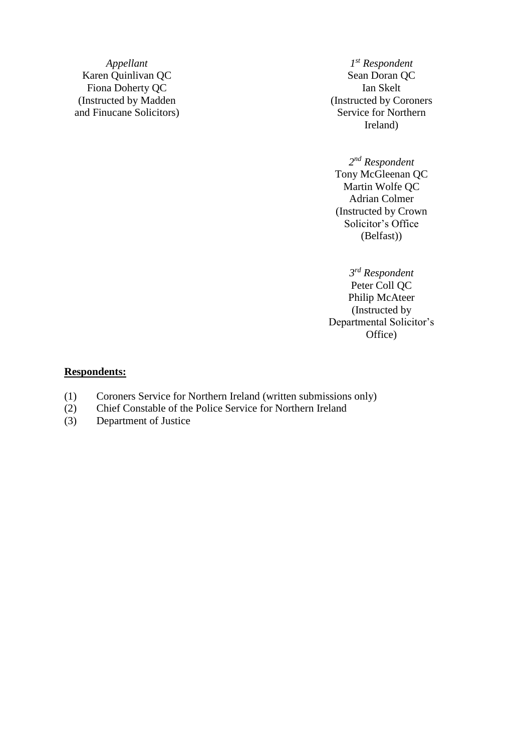*Appellant*
Karen Quinlivan QC
Fiona Doherty QC
(Instructed by Madden and Finucane Solicitors)

*1st Respondent*
Sean Doran QC
Ian Skelt
(Instructed by Coroners Service for Northern Ireland)

*2nd Respondent*
Tony McGleenan QC
Martin Wolfe QC
Adrian Colmer
(Instructed by Crown Solicitor's Office (Belfast))

*3rd Respondent*
Peter Coll QC
Philip McAteer
(Instructed by Departmental Solicitor's Office)

**Respondents:**

(1) Coroners Service for Northern Ireland (written submissions only)
(2) Chief Constable of the Police Service for Northern Ireland
(3) Department of Justice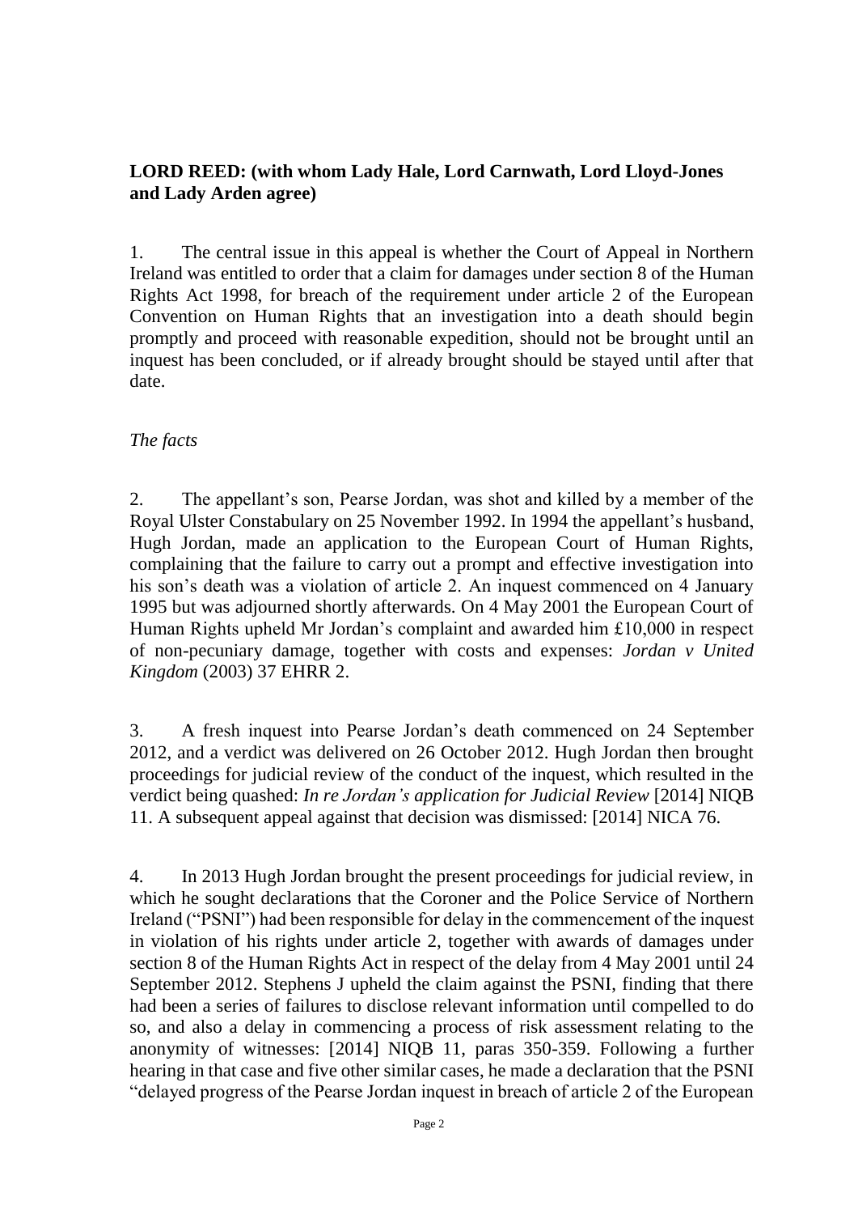**LORD REED: (with whom Lady Hale, Lord Carnwath, Lord Lloyd-Jones and Lady Arden agree)**

1. The central issue in this appeal is whether the Court of Appeal in Northern Ireland was entitled to order that a claim for damages under section 8 of the Human Rights Act 1998, for breach of the requirement under article 2 of the European Convention on Human Rights that an investigation into a death should begin promptly and proceed with reasonable expedition, should not be brought until an inquest has been concluded, or if already brought should be stayed until after that date.

*The facts*

2. The appellant's son, Pearse Jordan, was shot and killed by a member of the Royal Ulster Constabulary on 25 November 1992. In 1994 the appellant's husband, Hugh Jordan, made an application to the European Court of Human Rights, complaining that the failure to carry out a prompt and effective investigation into his son's death was a violation of article 2. An inquest commenced on 4 January 1995 but was adjourned shortly afterwards. On 4 May 2001 the European Court of Human Rights upheld Mr Jordan's complaint and awarded him £10,000 in respect of non-pecuniary damage, together with costs and expenses: *Jordan v United Kingdom* (2003) 37 EHRR 2.

3. A fresh inquest into Pearse Jordan's death commenced on 24 September 2012, and a verdict was delivered on 26 October 2012. Hugh Jordan then brought proceedings for judicial review of the conduct of the inquest, which resulted in the verdict being quashed: *In re Jordan's application for Judicial Review* [2014] NIQB 11. A subsequent appeal against that decision was dismissed: [2014] NICA 76.

4. In 2013 Hugh Jordan brought the present proceedings for judicial review, in which he sought declarations that the Coroner and the Police Service of Northern Ireland ("PSNI") had been responsible for delay in the commencement of the inquest in violation of his rights under article 2, together with awards of damages under section 8 of the Human Rights Act in respect of the delay from 4 May 2001 until 24 September 2012. Stephens J upheld the claim against the PSNI, finding that there had been a series of failures to disclose relevant information until compelled to do so, and also a delay in commencing a process of risk assessment relating to the anonymity of witnesses: [2014] NIQB 11, paras 350-359. Following a further hearing in that case and five other similar cases, he made a declaration that the PSNI "delayed progress of the Pearse Jordan inquest in breach of article 2 of the European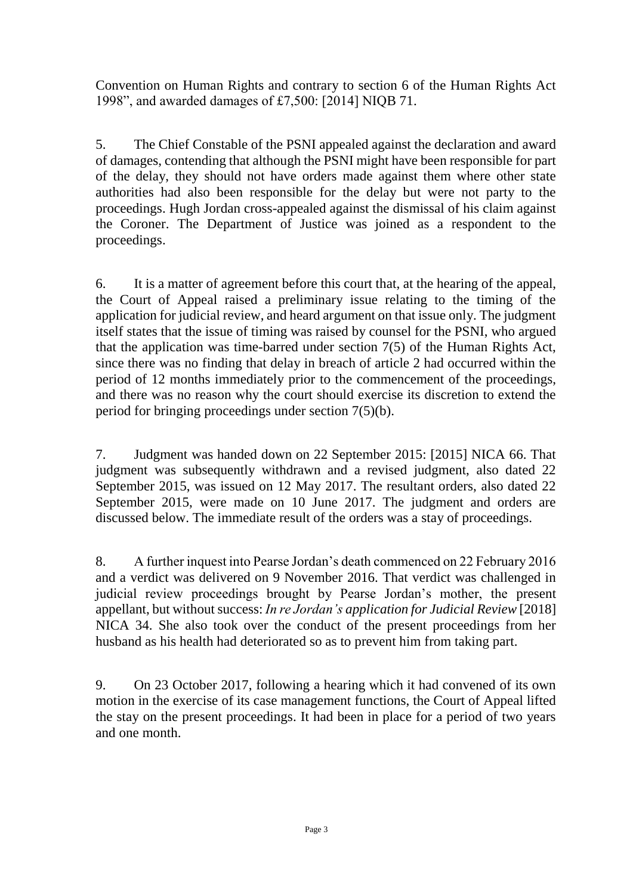Convention on Human Rights and contrary to section 6 of the Human Rights Act 1998", and awarded damages of £7,500: [2014] NIQB 71.

5. The Chief Constable of the PSNI appealed against the declaration and award of damages, contending that although the PSNI might have been responsible for part of the delay, they should not have orders made against them where other state authorities had also been responsible for the delay but were not party to the proceedings. Hugh Jordan cross-appealed against the dismissal of his claim against the Coroner. The Department of Justice was joined as a respondent to the proceedings.

6. It is a matter of agreement before this court that, at the hearing of the appeal, the Court of Appeal raised a preliminary issue relating to the timing of the application for judicial review, and heard argument on that issue only. The judgment itself states that the issue of timing was raised by counsel for the PSNI, who argued that the application was time-barred under section 7(5) of the Human Rights Act, since there was no finding that delay in breach of article 2 had occurred within the period of 12 months immediately prior to the commencement of the proceedings, and there was no reason why the court should exercise its discretion to extend the period for bringing proceedings under section 7(5)(b).

7. Judgment was handed down on 22 September 2015: [2015] NICA 66. That judgment was subsequently withdrawn and a revised judgment, also dated 22 September 2015, was issued on 12 May 2017. The resultant orders, also dated 22 September 2015, were made on 10 June 2017. The judgment and orders are discussed below. The immediate result of the orders was a stay of proceedings.

8. A further inquest into Pearse Jordan's death commenced on 22 February 2016 and a verdict was delivered on 9 November 2016. That verdict was challenged in judicial review proceedings brought by Pearse Jordan's mother, the present appellant, but without success: *In re Jordan's application for Judicial Review* [2018] NICA 34. She also took over the conduct of the present proceedings from her husband as his health had deteriorated so as to prevent him from taking part.

9. On 23 October 2017, following a hearing which it had convened of its own motion in the exercise of its case management functions, the Court of Appeal lifted the stay on the present proceedings. It had been in place for a period of two years and one month.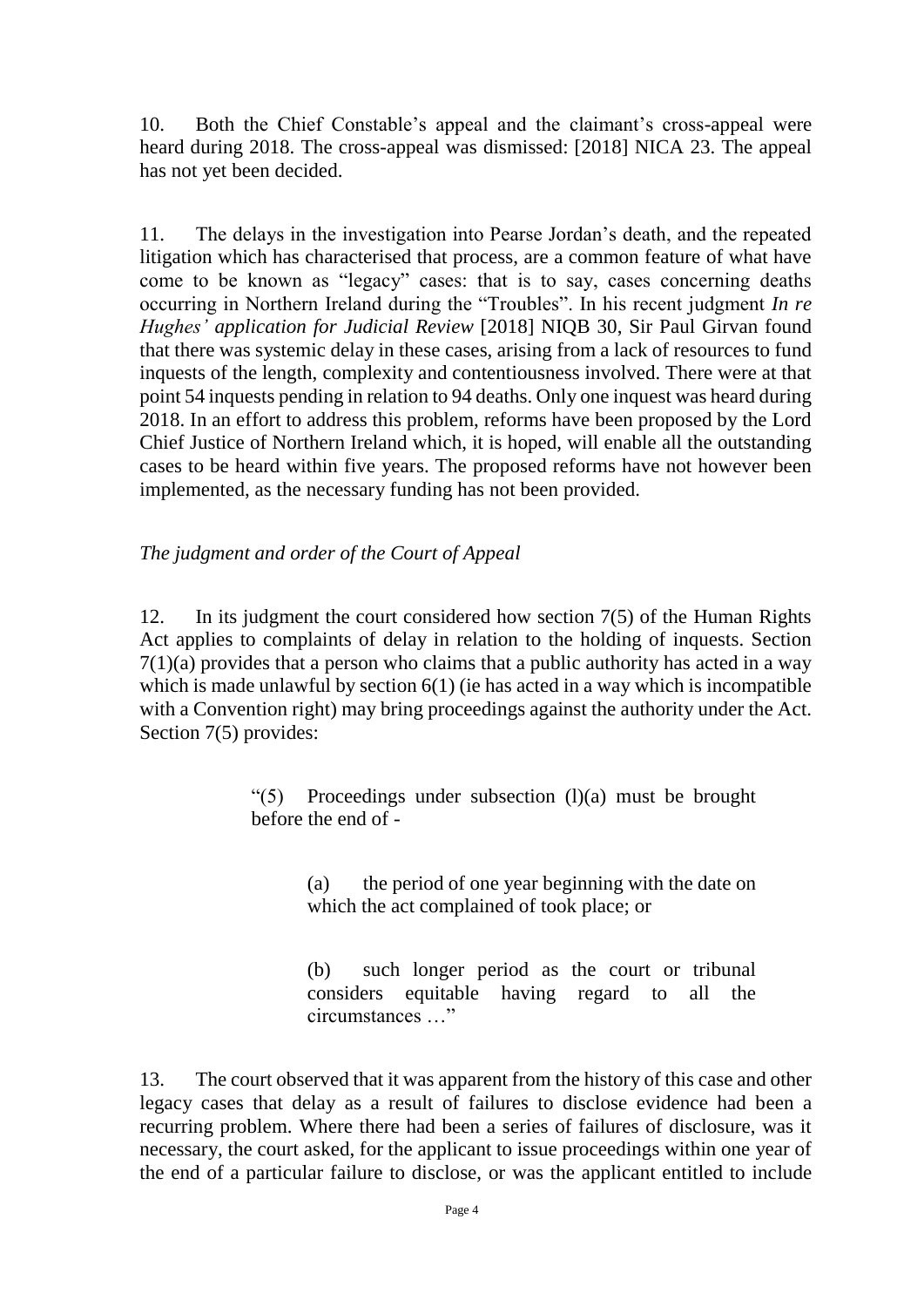10. Both the Chief Constable's appeal and the claimant's cross-appeal were heard during 2018. The cross-appeal was dismissed: [2018] NICA 23. The appeal has not yet been decided.

11. The delays in the investigation into Pearse Jordan's death, and the repeated litigation which has characterised that process, are a common feature of what have come to be known as "legacy" cases: that is to say, cases concerning deaths occurring in Northern Ireland during the "Troubles". In his recent judgment *In re Hughes' application for Judicial Review* [2018] NIQB 30, Sir Paul Girvan found that there was systemic delay in these cases, arising from a lack of resources to fund inquests of the length, complexity and contentiousness involved. There were at that point 54 inquests pending in relation to 94 deaths. Only one inquest was heard during 2018. In an effort to address this problem, reforms have been proposed by the Lord Chief Justice of Northern Ireland which, it is hoped, will enable all the outstanding cases to be heard within five years. The proposed reforms have not however been implemented, as the necessary funding has not been provided.

*The judgment and order of the Court of Appeal*

12. In its judgment the court considered how section 7(5) of the Human Rights Act applies to complaints of delay in relation to the holding of inquests. Section 7(1)(a) provides that a person who claims that a public authority has acted in a way which is made unlawful by section 6(1) (ie has acted in a way which is incompatible with a Convention right) may bring proceedings against the authority under the Act. Section 7(5) provides:

> "(5) Proceedings under subsection (l)(a) must be brought before the end of -
>
> (a) the period of one year beginning with the date on which the act complained of took place; or
>
> (b) such longer period as the court or tribunal considers equitable having regard to all the circumstances …"

13. The court observed that it was apparent from the history of this case and other legacy cases that delay as a result of failures to disclose evidence had been a recurring problem. Where there had been a series of failures of disclosure, was it necessary, the court asked, for the applicant to issue proceedings within one year of the end of a particular failure to disclose, or was the applicant entitled to include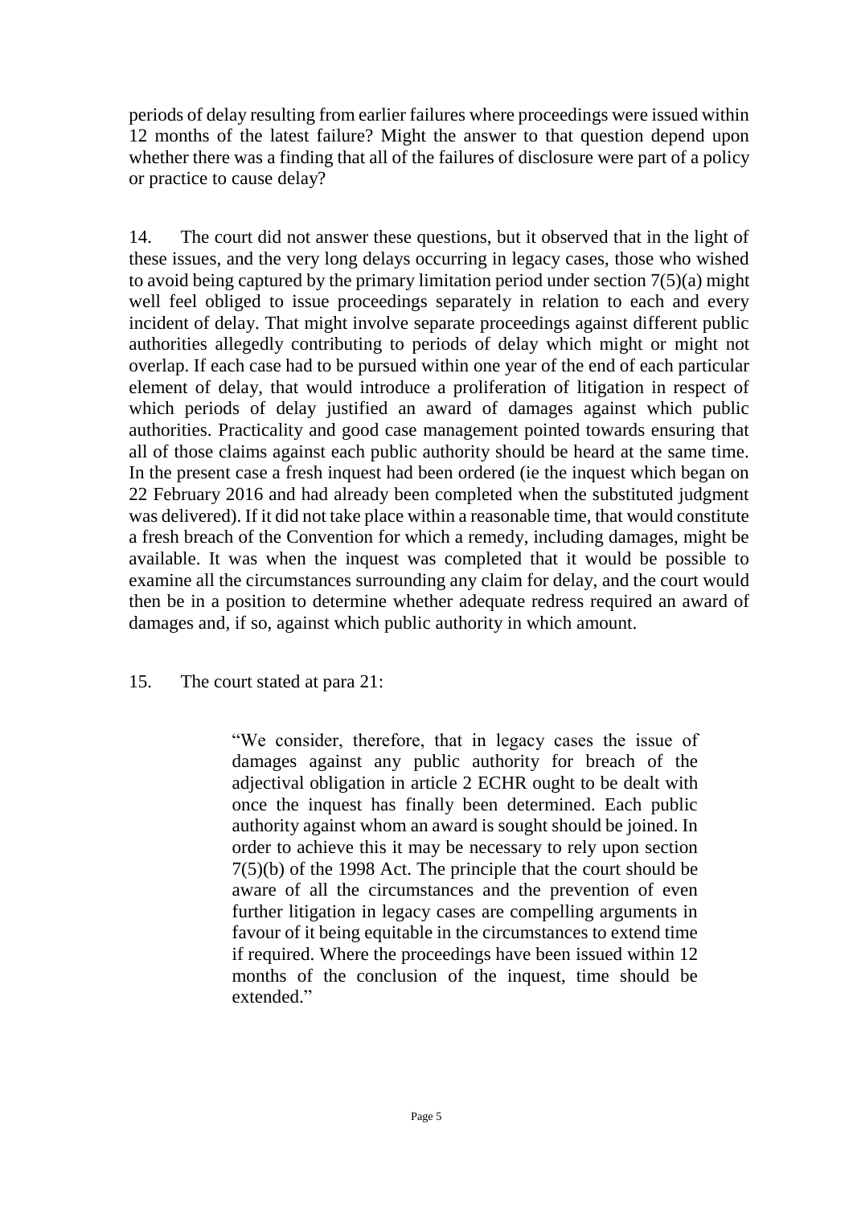periods of delay resulting from earlier failures where proceedings were issued within 12 months of the latest failure? Might the answer to that question depend upon whether there was a finding that all of the failures of disclosure were part of a policy or practice to cause delay?

14. The court did not answer these questions, but it observed that in the light of these issues, and the very long delays occurring in legacy cases, those who wished to avoid being captured by the primary limitation period under section 7(5)(a) might well feel obliged to issue proceedings separately in relation to each and every incident of delay. That might involve separate proceedings against different public authorities allegedly contributing to periods of delay which might or might not overlap. If each case had to be pursued within one year of the end of each particular element of delay, that would introduce a proliferation of litigation in respect of which periods of delay justified an award of damages against which public authorities. Practicality and good case management pointed towards ensuring that all of those claims against each public authority should be heard at the same time. In the present case a fresh inquest had been ordered (ie the inquest which began on 22 February 2016 and had already been completed when the substituted judgment was delivered). If it did not take place within a reasonable time, that would constitute a fresh breach of the Convention for which a remedy, including damages, might be available. It was when the inquest was completed that it would be possible to examine all the circumstances surrounding any claim for delay, and the court would then be in a position to determine whether adequate redress required an award of damages and, if so, against which public authority in which amount.

15. The court stated at para 21:

> "We consider, therefore, that in legacy cases the issue of damages against any public authority for breach of the adjectival obligation in article 2 ECHR ought to be dealt with once the inquest has finally been determined. Each public authority against whom an award is sought should be joined. In order to achieve this it may be necessary to rely upon section 7(5)(b) of the 1998 Act. The principle that the court should be aware of all the circumstances and the prevention of even further litigation in legacy cases are compelling arguments in favour of it being equitable in the circumstances to extend time if required. Where the proceedings have been issued within 12 months of the conclusion of the inquest, time should be extended."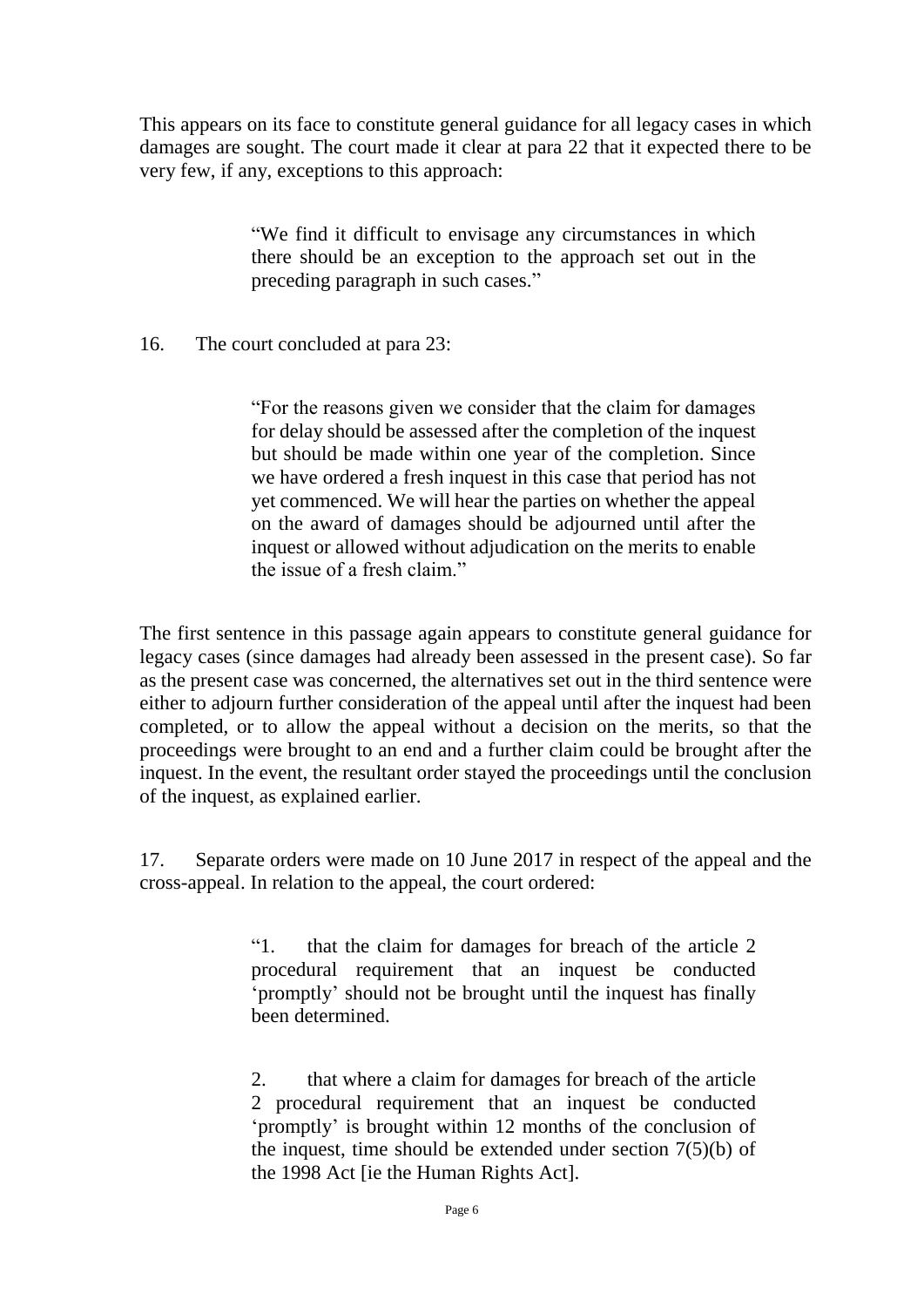This appears on its face to constitute general guidance for all legacy cases in which damages are sought. The court made it clear at para 22 that it expected there to be very few, if any, exceptions to this approach:

> "We find it difficult to envisage any circumstances in which there should be an exception to the approach set out in the preceding paragraph in such cases."

16. The court concluded at para 23:

> "For the reasons given we consider that the claim for damages for delay should be assessed after the completion of the inquest but should be made within one year of the completion. Since we have ordered a fresh inquest in this case that period has not yet commenced. We will hear the parties on whether the appeal on the award of damages should be adjourned until after the inquest or allowed without adjudication on the merits to enable the issue of a fresh claim."

The first sentence in this passage again appears to constitute general guidance for legacy cases (since damages had already been assessed in the present case). So far as the present case was concerned, the alternatives set out in the third sentence were either to adjourn further consideration of the appeal until after the inquest had been completed, or to allow the appeal without a decision on the merits, so that the proceedings were brought to an end and a further claim could be brought after the inquest. In the event, the resultant order stayed the proceedings until the conclusion of the inquest, as explained earlier.

17. Separate orders were made on 10 June 2017 in respect of the appeal and the cross-appeal. In relation to the appeal, the court ordered:

> "1. that the claim for damages for breach of the article 2 procedural requirement that an inquest be conducted 'promptly' should not be brought until the inquest has finally been determined.
>
> 2. that where a claim for damages for breach of the article 2 procedural requirement that an inquest be conducted 'promptly' is brought within 12 months of the conclusion of the inquest, time should be extended under section 7(5)(b) of the 1998 Act [ie the Human Rights Act].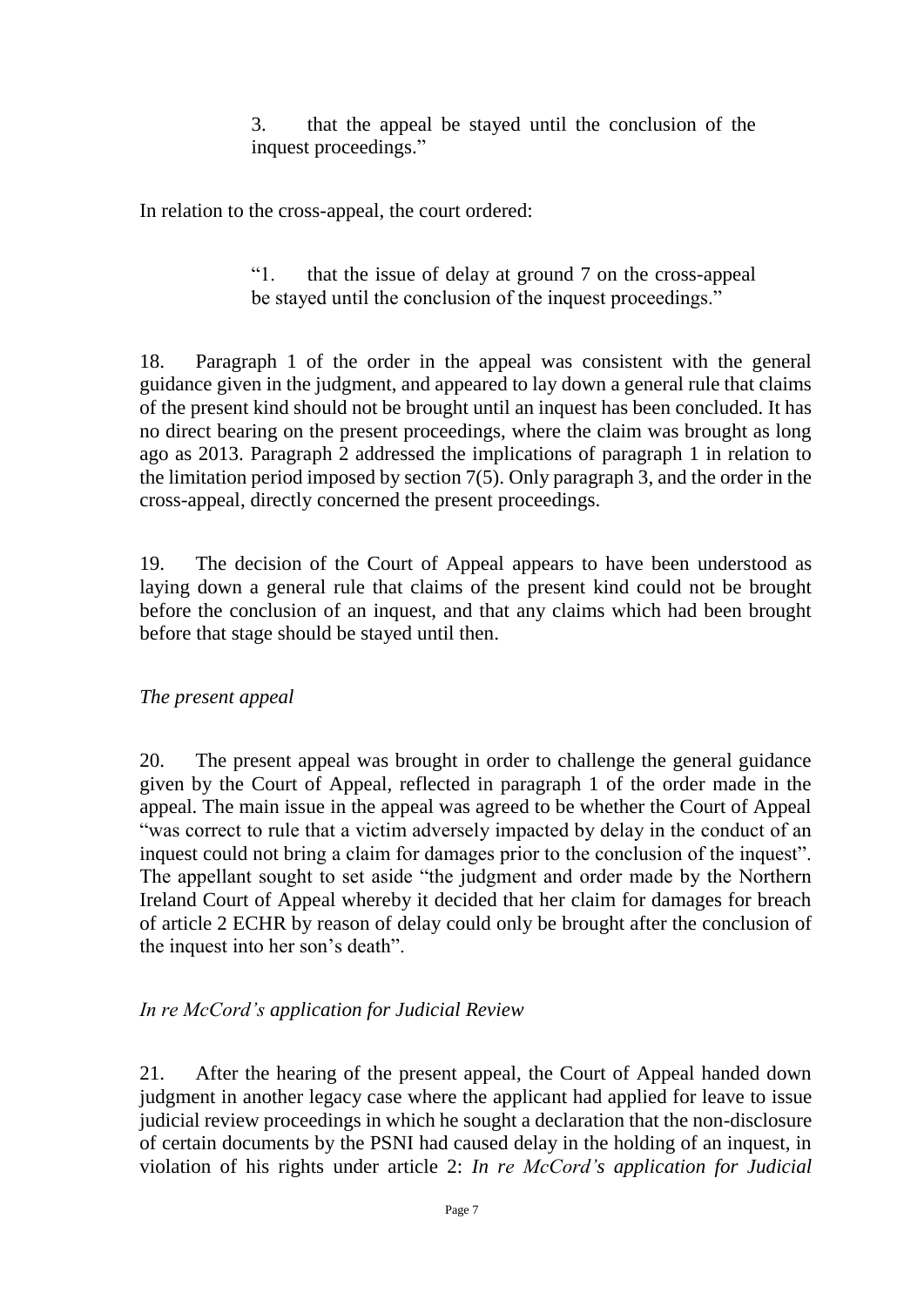> 3. that the appeal be stayed until the conclusion of the inquest proceedings."

In relation to the cross-appeal, the court ordered:

> "1. that the issue of delay at ground 7 on the cross-appeal be stayed until the conclusion of the inquest proceedings."

18. Paragraph 1 of the order in the appeal was consistent with the general guidance given in the judgment, and appeared to lay down a general rule that claims of the present kind should not be brought until an inquest has been concluded. It has no direct bearing on the present proceedings, where the claim was brought as long ago as 2013. Paragraph 2 addressed the implications of paragraph 1 in relation to the limitation period imposed by section 7(5). Only paragraph 3, and the order in the cross-appeal, directly concerned the present proceedings.

19. The decision of the Court of Appeal appears to have been understood as laying down a general rule that claims of the present kind could not be brought before the conclusion of an inquest, and that any claims which had been brought before that stage should be stayed until then.

*The present appeal*

20. The present appeal was brought in order to challenge the general guidance given by the Court of Appeal, reflected in paragraph 1 of the order made in the appeal. The main issue in the appeal was agreed to be whether the Court of Appeal "was correct to rule that a victim adversely impacted by delay in the conduct of an inquest could not bring a claim for damages prior to the conclusion of the inquest". The appellant sought to set aside "the judgment and order made by the Northern Ireland Court of Appeal whereby it decided that her claim for damages for breach of article 2 ECHR by reason of delay could only be brought after the conclusion of the inquest into her son's death".

*In re McCord's application for Judicial Review*

21. After the hearing of the present appeal, the Court of Appeal handed down judgment in another legacy case where the applicant had applied for leave to issue judicial review proceedings in which he sought a declaration that the non-disclosure of certain documents by the PSNI had caused delay in the holding of an inquest, in violation of his rights under article 2: *In re McCord's application for Judicial*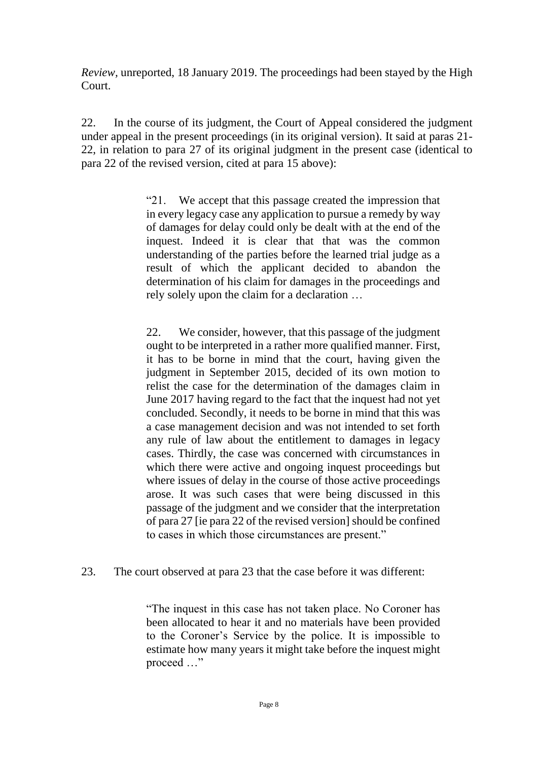*Review*, unreported, 18 January 2019. The proceedings had been stayed by the High Court.

22. In the course of its judgment, the Court of Appeal considered the judgment under appeal in the present proceedings (in its original version). It said at paras 21-22, in relation to para 27 of its original judgment in the present case (identical to para 22 of the revised version, cited at para 15 above):

> "21. We accept that this passage created the impression that in every legacy case any application to pursue a remedy by way of damages for delay could only be dealt with at the end of the inquest. Indeed it is clear that that was the common understanding of the parties before the learned trial judge as a result of which the applicant decided to abandon the determination of his claim for damages in the proceedings and rely solely upon the claim for a declaration …
>
> 22. We consider, however, that this passage of the judgment ought to be interpreted in a rather more qualified manner. First, it has to be borne in mind that the court, having given the judgment in September 2015, decided of its own motion to relist the case for the determination of the damages claim in June 2017 having regard to the fact that the inquest had not yet concluded. Secondly, it needs to be borne in mind that this was a case management decision and was not intended to set forth any rule of law about the entitlement to damages in legacy cases. Thirdly, the case was concerned with circumstances in which there were active and ongoing inquest proceedings but where issues of delay in the course of those active proceedings arose. It was such cases that were being discussed in this passage of the judgment and we consider that the interpretation of para 27 [ie para 22 of the revised version] should be confined to cases in which those circumstances are present."

23. The court observed at para 23 that the case before it was different:

> "The inquest in this case has not taken place. No Coroner has been allocated to hear it and no materials have been provided to the Coroner's Service by the police. It is impossible to estimate how many years it might take before the inquest might proceed …"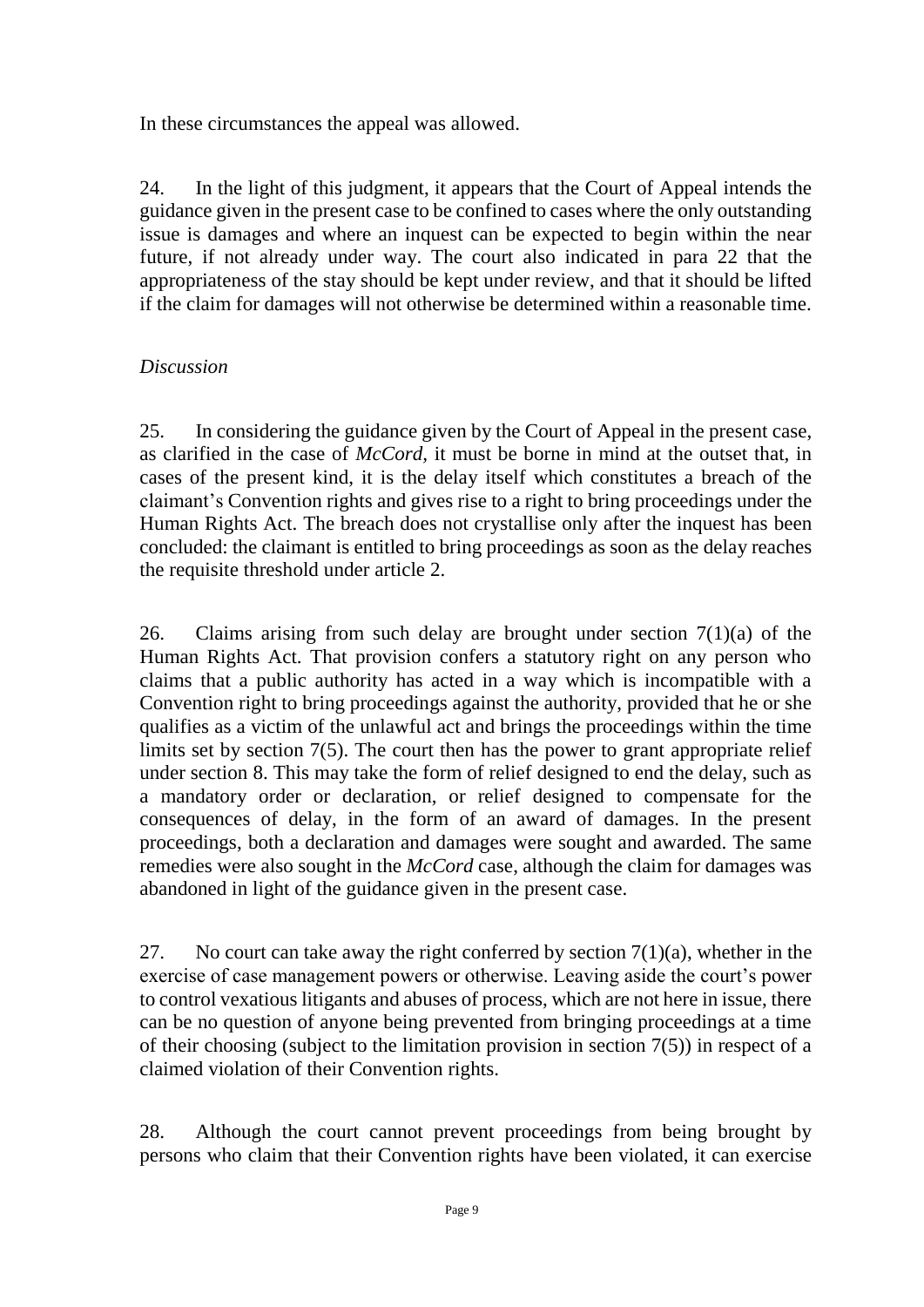In these circumstances the appeal was allowed.

24. In the light of this judgment, it appears that the Court of Appeal intends the guidance given in the present case to be confined to cases where the only outstanding issue is damages and where an inquest can be expected to begin within the near future, if not already under way. The court also indicated in para 22 that the appropriateness of the stay should be kept under review, and that it should be lifted if the claim for damages will not otherwise be determined within a reasonable time.

*Discussion*

25. In considering the guidance given by the Court of Appeal in the present case, as clarified in the case of *McCord*, it must be borne in mind at the outset that, in cases of the present kind, it is the delay itself which constitutes a breach of the claimant's Convention rights and gives rise to a right to bring proceedings under the Human Rights Act. The breach does not crystallise only after the inquest has been concluded: the claimant is entitled to bring proceedings as soon as the delay reaches the requisite threshold under article 2.

26. Claims arising from such delay are brought under section 7(1)(a) of the Human Rights Act. That provision confers a statutory right on any person who claims that a public authority has acted in a way which is incompatible with a Convention right to bring proceedings against the authority, provided that he or she qualifies as a victim of the unlawful act and brings the proceedings within the time limits set by section 7(5). The court then has the power to grant appropriate relief under section 8. This may take the form of relief designed to end the delay, such as a mandatory order or declaration, or relief designed to compensate for the consequences of delay, in the form of an award of damages. In the present proceedings, both a declaration and damages were sought and awarded. The same remedies were also sought in the *McCord* case, although the claim for damages was abandoned in light of the guidance given in the present case.

27. No court can take away the right conferred by section 7(1)(a), whether in the exercise of case management powers or otherwise. Leaving aside the court's power to control vexatious litigants and abuses of process, which are not here in issue, there can be no question of anyone being prevented from bringing proceedings at a time of their choosing (subject to the limitation provision in section 7(5)) in respect of a claimed violation of their Convention rights.

28. Although the court cannot prevent proceedings from being brought by persons who claim that their Convention rights have been violated, it can exercise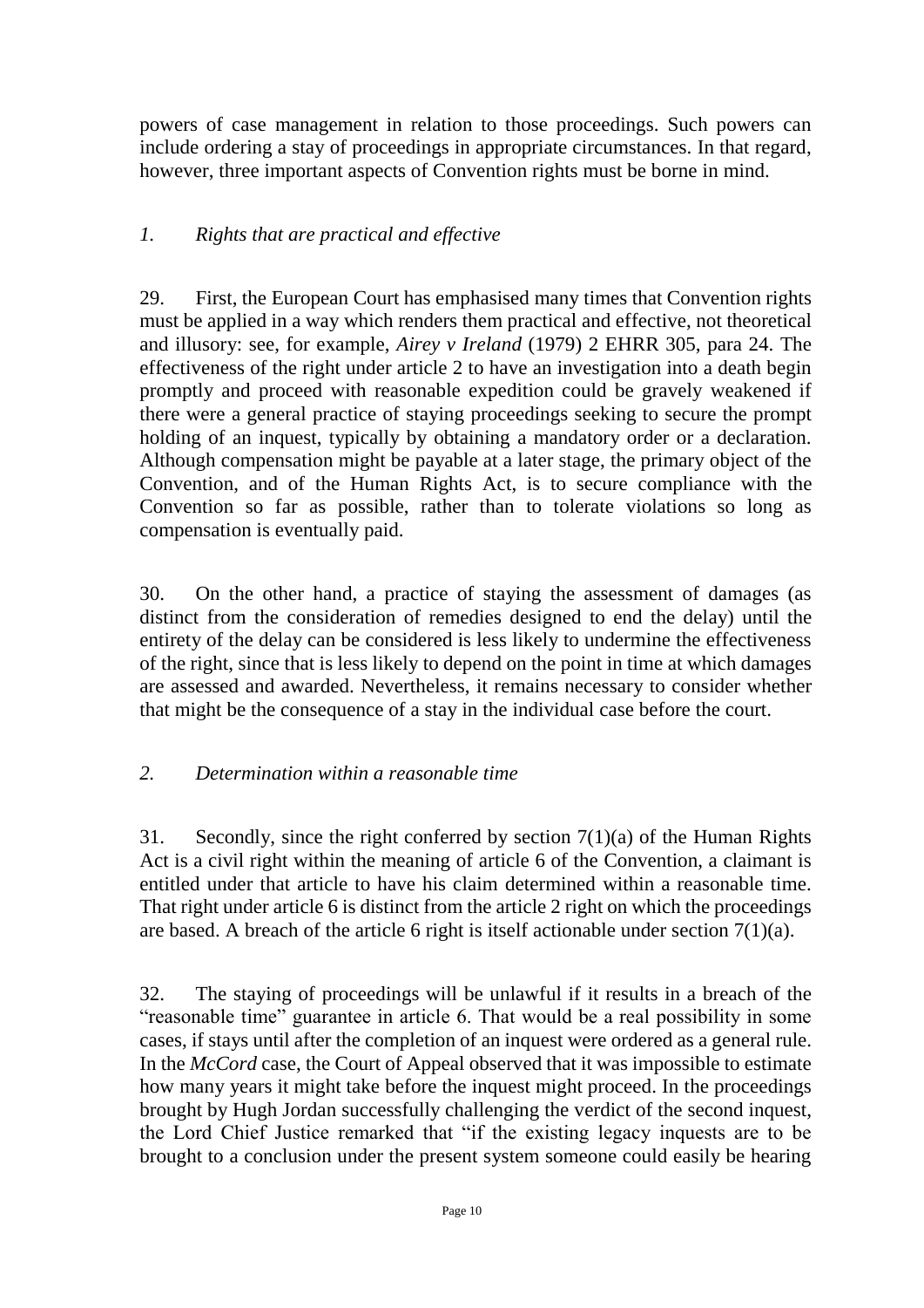powers of case management in relation to those proceedings. Such powers can include ordering a stay of proceedings in appropriate circumstances. In that regard, however, three important aspects of Convention rights must be borne in mind.

### *1. Rights that are practical and effective*

29. First, the European Court has emphasised many times that Convention rights must be applied in a way which renders them practical and effective, not theoretical and illusory: see, for example, *Airey v Ireland* (1979) 2 EHRR 305, para 24. The effectiveness of the right under article 2 to have an investigation into a death begin promptly and proceed with reasonable expedition could be gravely weakened if there were a general practice of staying proceedings seeking to secure the prompt holding of an inquest, typically by obtaining a mandatory order or a declaration. Although compensation might be payable at a later stage, the primary object of the Convention, and of the Human Rights Act, is to secure compliance with the Convention so far as possible, rather than to tolerate violations so long as compensation is eventually paid.

30. On the other hand, a practice of staying the assessment of damages (as distinct from the consideration of remedies designed to end the delay) until the entirety of the delay can be considered is less likely to undermine the effectiveness of the right, since that is less likely to depend on the point in time at which damages are assessed and awarded. Nevertheless, it remains necessary to consider whether that might be the consequence of a stay in the individual case before the court.

### *2. Determination within a reasonable time*

31. Secondly, since the right conferred by section 7(1)(a) of the Human Rights Act is a civil right within the meaning of article 6 of the Convention, a claimant is entitled under that article to have his claim determined within a reasonable time. That right under article 6 is distinct from the article 2 right on which the proceedings are based. A breach of the article 6 right is itself actionable under section 7(1)(a).

32. The staying of proceedings will be unlawful if it results in a breach of the "reasonable time" guarantee in article 6. That would be a real possibility in some cases, if stays until after the completion of an inquest were ordered as a general rule. In the *McCord* case, the Court of Appeal observed that it was impossible to estimate how many years it might take before the inquest might proceed. In the proceedings brought by Hugh Jordan successfully challenging the verdict of the second inquest, the Lord Chief Justice remarked that "if the existing legacy inquests are to be brought to a conclusion under the present system someone could easily be hearing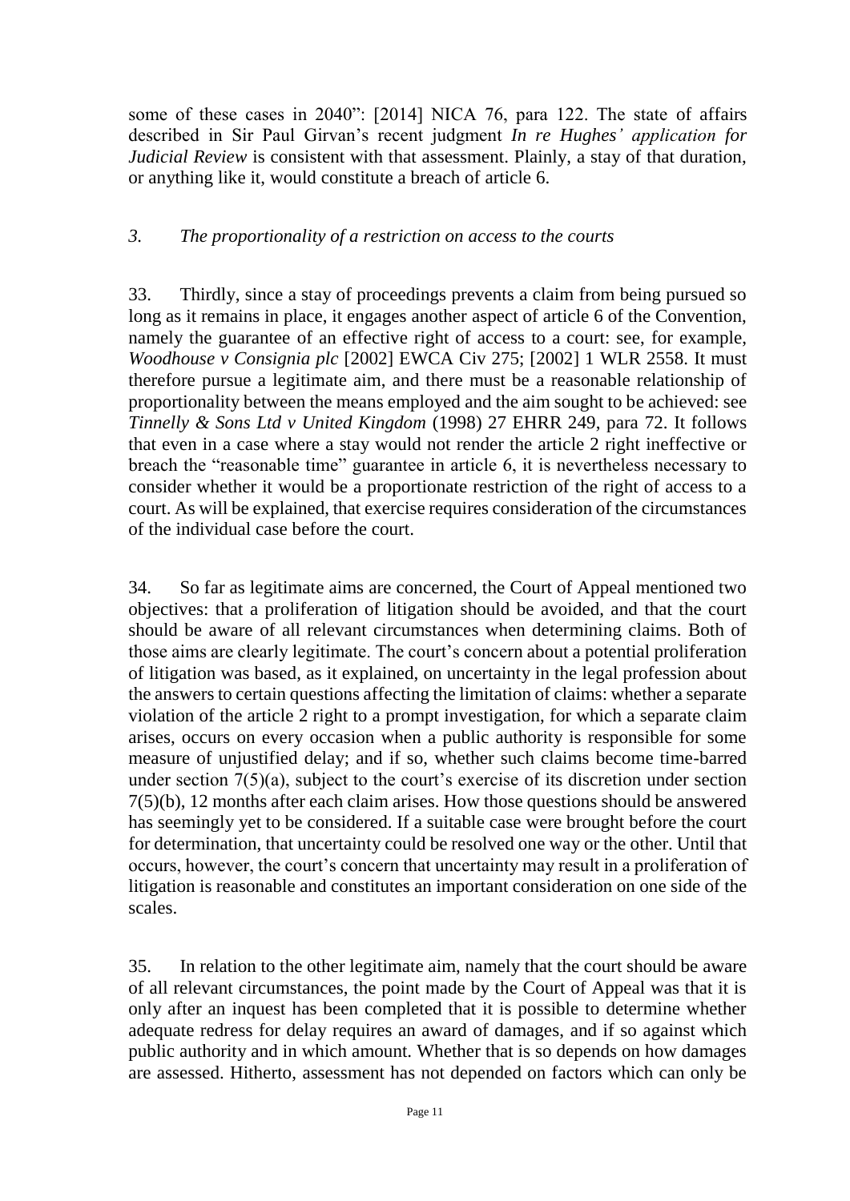some of these cases in 2040": [2014] NICA 76, para 122. The state of affairs described in Sir Paul Girvan's recent judgment *In re Hughes' application for Judicial Review* is consistent with that assessment. Plainly, a stay of that duration, or anything like it, would constitute a breach of article 6.

### *3. The proportionality of a restriction on access to the courts*

33. Thirdly, since a stay of proceedings prevents a claim from being pursued so long as it remains in place, it engages another aspect of article 6 of the Convention, namely the guarantee of an effective right of access to a court: see, for example, *Woodhouse v Consignia plc* [2002] EWCA Civ 275; [2002] 1 WLR 2558. It must therefore pursue a legitimate aim, and there must be a reasonable relationship of proportionality between the means employed and the aim sought to be achieved: see *Tinnelly & Sons Ltd v United Kingdom* (1998) 27 EHRR 249, para 72. It follows that even in a case where a stay would not render the article 2 right ineffective or breach the "reasonable time" guarantee in article 6, it is nevertheless necessary to consider whether it would be a proportionate restriction of the right of access to a court. As will be explained, that exercise requires consideration of the circumstances of the individual case before the court.

34. So far as legitimate aims are concerned, the Court of Appeal mentioned two objectives: that a proliferation of litigation should be avoided, and that the court should be aware of all relevant circumstances when determining claims. Both of those aims are clearly legitimate. The court's concern about a potential proliferation of litigation was based, as it explained, on uncertainty in the legal profession about the answers to certain questions affecting the limitation of claims: whether a separate violation of the article 2 right to a prompt investigation, for which a separate claim arises, occurs on every occasion when a public authority is responsible for some measure of unjustified delay; and if so, whether such claims become time-barred under section 7(5)(a), subject to the court's exercise of its discretion under section 7(5)(b), 12 months after each claim arises. How those questions should be answered has seemingly yet to be considered. If a suitable case were brought before the court for determination, that uncertainty could be resolved one way or the other. Until that occurs, however, the court's concern that uncertainty may result in a proliferation of litigation is reasonable and constitutes an important consideration on one side of the scales.

35. In relation to the other legitimate aim, namely that the court should be aware of all relevant circumstances, the point made by the Court of Appeal was that it is only after an inquest has been completed that it is possible to determine whether adequate redress for delay requires an award of damages, and if so against which public authority and in which amount. Whether that is so depends on how damages are assessed. Hitherto, assessment has not depended on factors which can only be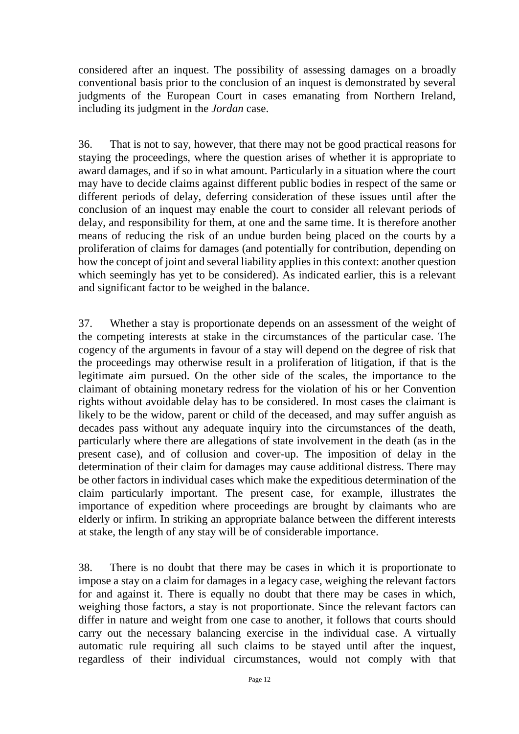considered after an inquest. The possibility of assessing damages on a broadly conventional basis prior to the conclusion of an inquest is demonstrated by several judgments of the European Court in cases emanating from Northern Ireland, including its judgment in the *Jordan* case.

36. That is not to say, however, that there may not be good practical reasons for staying the proceedings, where the question arises of whether it is appropriate to award damages, and if so in what amount. Particularly in a situation where the court may have to decide claims against different public bodies in respect of the same or different periods of delay, deferring consideration of these issues until after the conclusion of an inquest may enable the court to consider all relevant periods of delay, and responsibility for them, at one and the same time. It is therefore another means of reducing the risk of an undue burden being placed on the courts by a proliferation of claims for damages (and potentially for contribution, depending on how the concept of joint and several liability applies in this context: another question which seemingly has yet to be considered). As indicated earlier, this is a relevant and significant factor to be weighed in the balance.

37. Whether a stay is proportionate depends on an assessment of the weight of the competing interests at stake in the circumstances of the particular case. The cogency of the arguments in favour of a stay will depend on the degree of risk that the proceedings may otherwise result in a proliferation of litigation, if that is the legitimate aim pursued. On the other side of the scales, the importance to the claimant of obtaining monetary redress for the violation of his or her Convention rights without avoidable delay has to be considered. In most cases the claimant is likely to be the widow, parent or child of the deceased, and may suffer anguish as decades pass without any adequate inquiry into the circumstances of the death, particularly where there are allegations of state involvement in the death (as in the present case), and of collusion and cover-up. The imposition of delay in the determination of their claim for damages may cause additional distress. There may be other factors in individual cases which make the expeditious determination of the claim particularly important. The present case, for example, illustrates the importance of expedition where proceedings are brought by claimants who are elderly or infirm. In striking an appropriate balance between the different interests at stake, the length of any stay will be of considerable importance.

38. There is no doubt that there may be cases in which it is proportionate to impose a stay on a claim for damages in a legacy case, weighing the relevant factors for and against it. There is equally no doubt that there may be cases in which, weighing those factors, a stay is not proportionate. Since the relevant factors can differ in nature and weight from one case to another, it follows that courts should carry out the necessary balancing exercise in the individual case. A virtually automatic rule requiring all such claims to be stayed until after the inquest, regardless of their individual circumstances, would not comply with that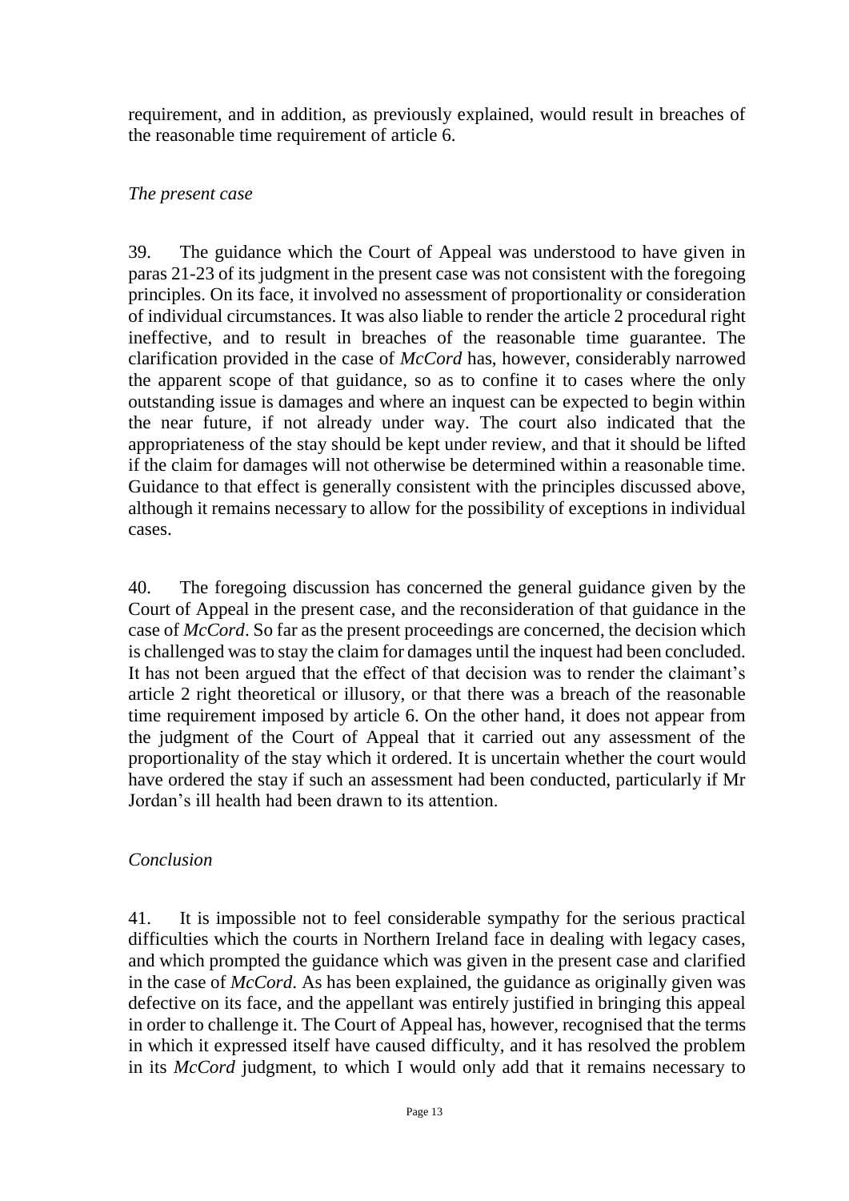requirement, and in addition, as previously explained, would result in breaches of the reasonable time requirement of article 6.

*The present case*

39. The guidance which the Court of Appeal was understood to have given in paras 21-23 of its judgment in the present case was not consistent with the foregoing principles. On its face, it involved no assessment of proportionality or consideration of individual circumstances. It was also liable to render the article 2 procedural right ineffective, and to result in breaches of the reasonable time guarantee. The clarification provided in the case of *McCord* has, however, considerably narrowed the apparent scope of that guidance, so as to confine it to cases where the only outstanding issue is damages and where an inquest can be expected to begin within the near future, if not already under way. The court also indicated that the appropriateness of the stay should be kept under review, and that it should be lifted if the claim for damages will not otherwise be determined within a reasonable time. Guidance to that effect is generally consistent with the principles discussed above, although it remains necessary to allow for the possibility of exceptions in individual cases.

40. The foregoing discussion has concerned the general guidance given by the Court of Appeal in the present case, and the reconsideration of that guidance in the case of *McCord*. So far as the present proceedings are concerned, the decision which is challenged was to stay the claim for damages until the inquest had been concluded. It has not been argued that the effect of that decision was to render the claimant's article 2 right theoretical or illusory, or that there was a breach of the reasonable time requirement imposed by article 6. On the other hand, it does not appear from the judgment of the Court of Appeal that it carried out any assessment of the proportionality of the stay which it ordered. It is uncertain whether the court would have ordered the stay if such an assessment had been conducted, particularly if Mr Jordan's ill health had been drawn to its attention.

*Conclusion*

41. It is impossible not to feel considerable sympathy for the serious practical difficulties which the courts in Northern Ireland face in dealing with legacy cases, and which prompted the guidance which was given in the present case and clarified in the case of *McCord*. As has been explained, the guidance as originally given was defective on its face, and the appellant was entirely justified in bringing this appeal in order to challenge it. The Court of Appeal has, however, recognised that the terms in which it expressed itself have caused difficulty, and it has resolved the problem in its *McCord* judgment, to which I would only add that it remains necessary to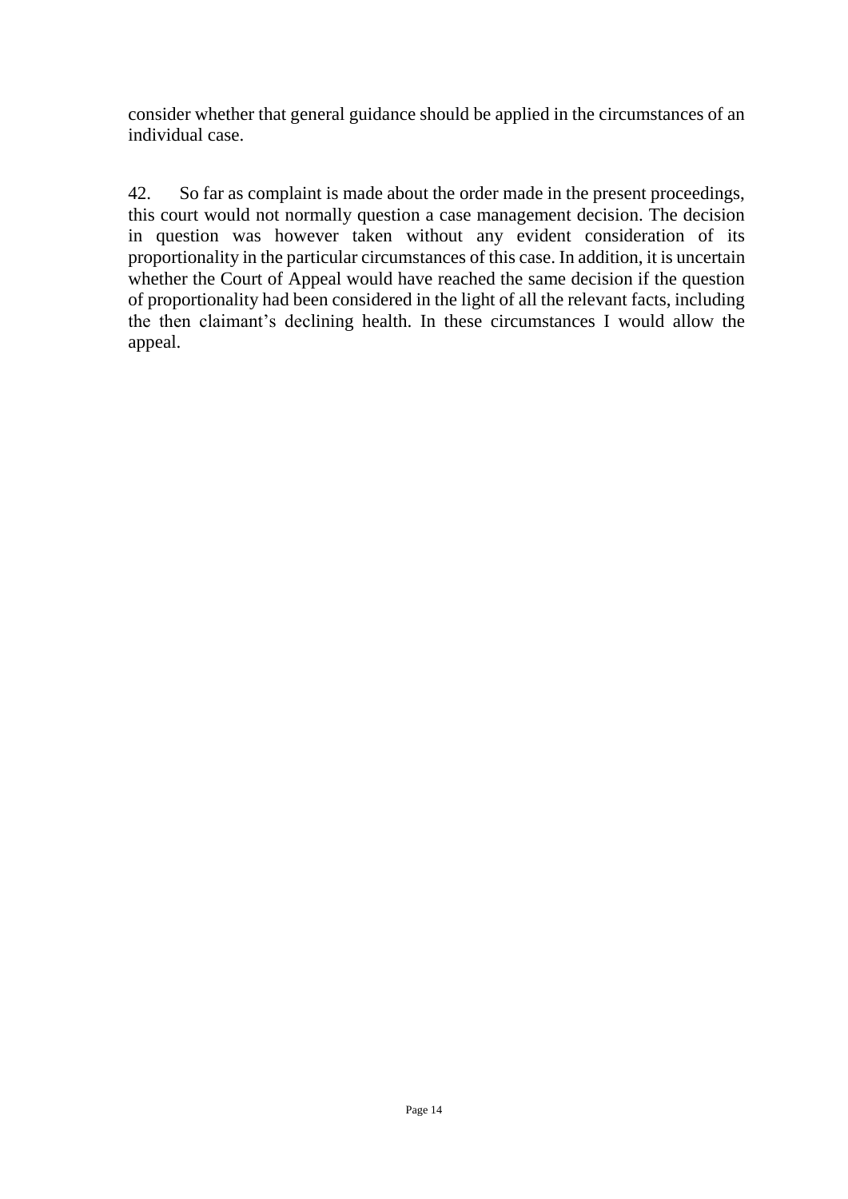consider whether that general guidance should be applied in the circumstances of an individual case.

42. So far as complaint is made about the order made in the present proceedings, this court would not normally question a case management decision. The decision in question was however taken without any evident consideration of its proportionality in the particular circumstances of this case. In addition, it is uncertain whether the Court of Appeal would have reached the same decision if the question of proportionality had been considered in the light of all the relevant facts, including the then claimant's declining health. In these circumstances I would allow the appeal.